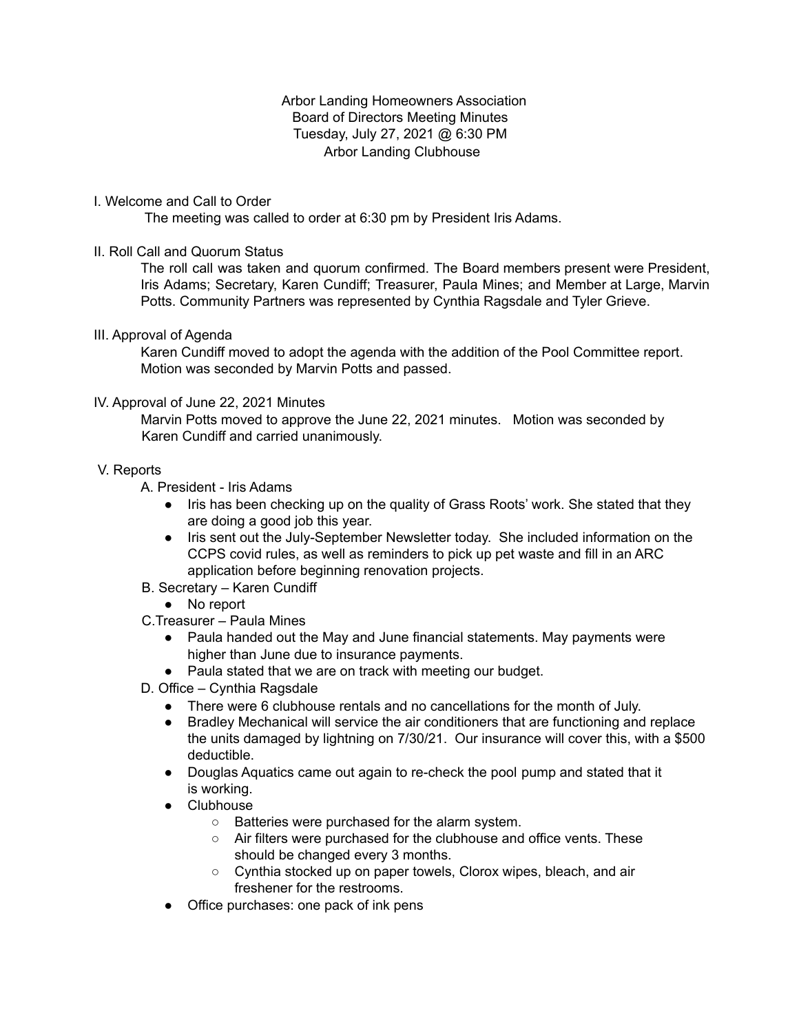Arbor Landing Homeowners Association
Board of Directors Meeting Minutes
Tuesday, July 27, 2021 @ 6:30 PM
Arbor Landing Clubhouse

## I. Welcome and Call to Order

The meeting was called to order at 6:30 pm by President Iris Adams.

## II. Roll Call and Quorum Status

The roll call was taken and quorum confirmed. The Board members present were President, Iris Adams; Secretary, Karen Cundiff; Treasurer, Paula Mines; and Member at Large, Marvin Potts. Community Partners was represented by Cynthia Ragsdale and Tyler Grieve.

## III. Approval of Agenda

Karen Cundiff moved to adopt the agenda with the addition of the Pool Committee report. Motion was seconded by Marvin Potts and passed.

## IV. Approval of June 22, 2021 Minutes

Marvin Potts moved to approve the June 22, 2021 minutes. Motion was seconded by Karen Cundiff and carried unanimously.

## V. Reports

A. President - Iris Adams

- Iris has been checking up on the quality of Grass Roots' work. She stated that they are doing a good job this year.
- Iris sent out the July-September Newsletter today. She included information on the CCPS covid rules, as well as reminders to pick up pet waste and fill in an ARC application before beginning renovation projects.

B. Secretary – Karen Cundiff

- No report

C. Treasurer – Paula Mines

- Paula handed out the May and June financial statements. May payments were higher than June due to insurance payments.
- Paula stated that we are on track with meeting our budget.

D. Office – Cynthia Ragsdale

- There were 6 clubhouse rentals and no cancellations for the month of July.
- Bradley Mechanical will service the air conditioners that are functioning and replace the units damaged by lightning on 7/30/21. Our insurance will cover this, with a $500 deductible.
- Douglas Aquatics came out again to re-check the pool pump and stated that it is working.
- Clubhouse
  - Batteries were purchased for the alarm system.
  - Air filters were purchased for the clubhouse and office vents. These should be changed every 3 months.
  - Cynthia stocked up on paper towels, Clorox wipes, bleach, and air freshener for the restrooms.
- Office purchases: one pack of ink pens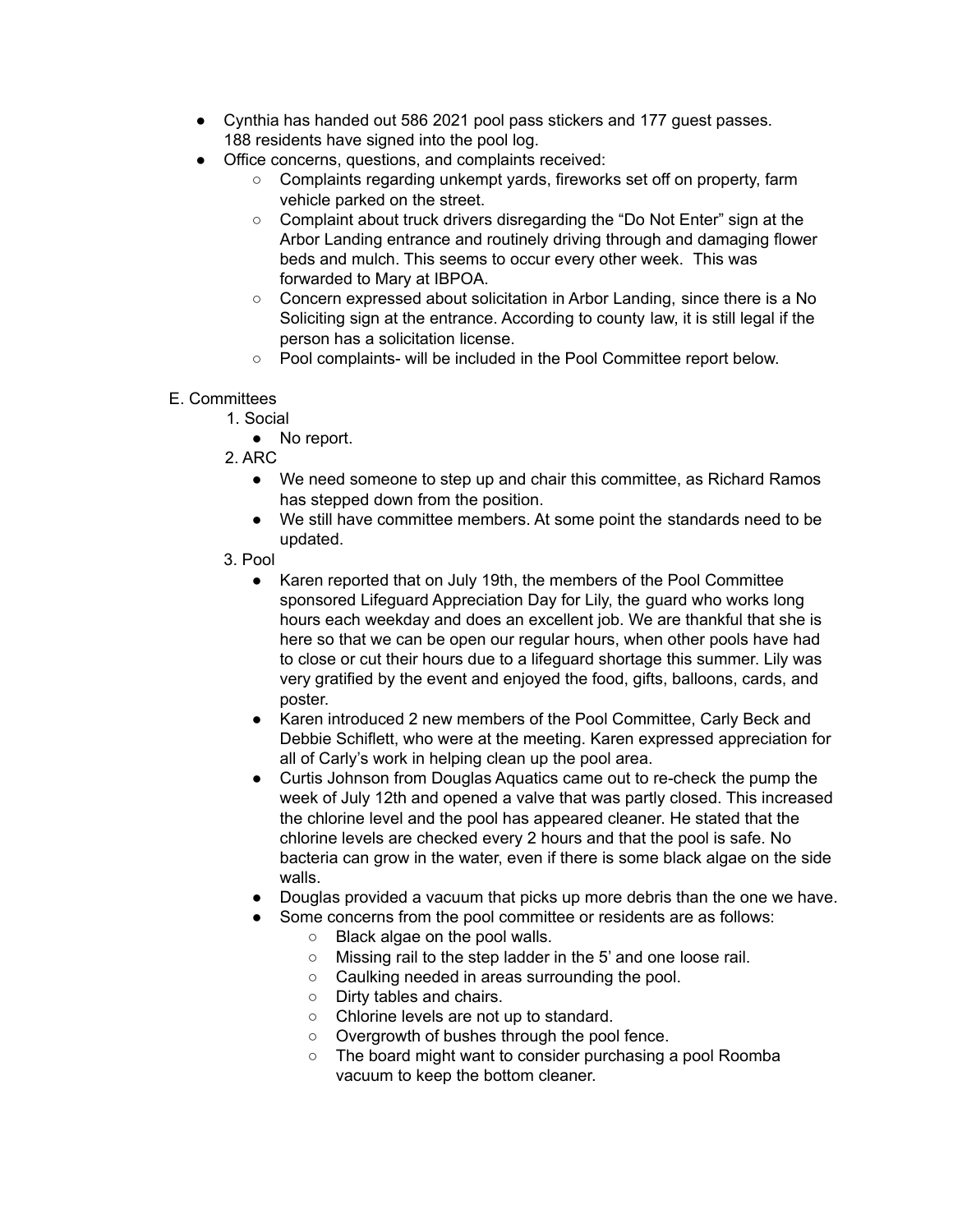- Cynthia has handed out 586 2021 pool pass stickers and 177 guest passes. 188 residents have signed into the pool log.
- Office concerns, questions, and complaints received:
  - Complaints regarding unkempt yards, fireworks set off on property, farm vehicle parked on the street.
  - Complaint about truck drivers disregarding the "Do Not Enter" sign at the Arbor Landing entrance and routinely driving through and damaging flower beds and mulch. This seems to occur every other week. This was forwarded to Mary at IBPOA.
  - Concern expressed about solicitation in Arbor Landing, since there is a No Soliciting sign at the entrance. According to county law, it is still legal if the person has a solicitation license.
  - Pool complaints- will be included in the Pool Committee report below.

E. Committees

1. Social
   - No report.
2. ARC
   - We need someone to step up and chair this committee, as Richard Ramos has stepped down from the position.
   - We still have committee members. At some point the standards need to be updated.
3. Pool
   - Karen reported that on July 19th, the members of the Pool Committee sponsored Lifeguard Appreciation Day for Lily, the guard who works long hours each weekday and does an excellent job. We are thankful that she is here so that we can be open our regular hours, when other pools have had to close or cut their hours due to a lifeguard shortage this summer. Lily was very gratified by the event and enjoyed the food, gifts, balloons, cards, and poster.
   - Karen introduced 2 new members of the Pool Committee, Carly Beck and Debbie Schiflett, who were at the meeting. Karen expressed appreciation for all of Carly's work in helping clean up the pool area.
   - Curtis Johnson from Douglas Aquatics came out to re-check the pump the week of July 12th and opened a valve that was partly closed. This increased the chlorine level and the pool has appeared cleaner. He stated that the chlorine levels are checked every 2 hours and that the pool is safe. No bacteria can grow in the water, even if there is some black algae on the side walls.
   - Douglas provided a vacuum that picks up more debris than the one we have.
   - Some concerns from the pool committee or residents are as follows:
     - Black algae on the pool walls.
     - Missing rail to the step ladder in the 5' and one loose rail.
     - Caulking needed in areas surrounding the pool.
     - Dirty tables and chairs.
     - Chlorine levels are not up to standard.
     - Overgrowth of bushes through the pool fence.
     - The board might want to consider purchasing a pool Roomba vacuum to keep the bottom cleaner.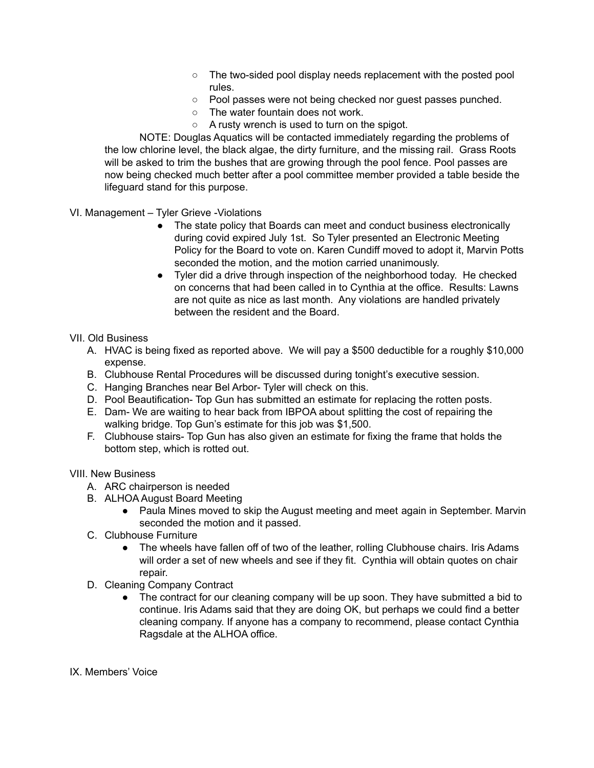- The two-sided pool display needs replacement with the posted pool rules.
- Pool passes were not being checked nor guest passes punched.
- The water fountain does not work.
- A rusty wrench is used to turn on the spigot.

NOTE: Douglas Aquatics will be contacted immediately regarding the problems of the low chlorine level, the black algae, the dirty furniture, and the missing rail. Grass Roots will be asked to trim the bushes that are growing through the pool fence. Pool passes are now being checked much better after a pool committee member provided a table beside the lifeguard stand for this purpose.

VI. Management – Tyler Grieve -Violations

- The state policy that Boards can meet and conduct business electronically during covid expired July 1st. So Tyler presented an Electronic Meeting Policy for the Board to vote on. Karen Cundiff moved to adopt it, Marvin Potts seconded the motion, and the motion carried unanimously.
- Tyler did a drive through inspection of the neighborhood today. He checked on concerns that had been called in to Cynthia at the office. Results: Lawns are not quite as nice as last month. Any violations are handled privately between the resident and the Board.

VII. Old Business

A. HVAC is being fixed as reported above. We will pay a $500 deductible for a roughly $10,000 expense.
B. Clubhouse Rental Procedures will be discussed during tonight's executive session.
C. Hanging Branches near Bel Arbor- Tyler will check on this.
D. Pool Beautification- Top Gun has submitted an estimate for replacing the rotten posts.
E. Dam- We are waiting to hear back from IBPOA about splitting the cost of repairing the walking bridge. Top Gun's estimate for this job was $1,500.
F. Clubhouse stairs- Top Gun has also given an estimate for fixing the frame that holds the bottom step, which is rotted out.

VIII. New Business

A. ARC chairperson is needed
B. ALHOA August Board Meeting
   - Paula Mines moved to skip the August meeting and meet again in September. Marvin seconded the motion and it passed.
C. Clubhouse Furniture
   - The wheels have fallen off of two of the leather, rolling Clubhouse chairs. Iris Adams will order a set of new wheels and see if they fit. Cynthia will obtain quotes on chair repair.
D. Cleaning Company Contract
   - The contract for our cleaning company will be up soon. They have submitted a bid to continue. Iris Adams said that they are doing OK, but perhaps we could find a better cleaning company. If anyone has a company to recommend, please contact Cynthia Ragsdale at the ALHOA office.

IX. Members' Voice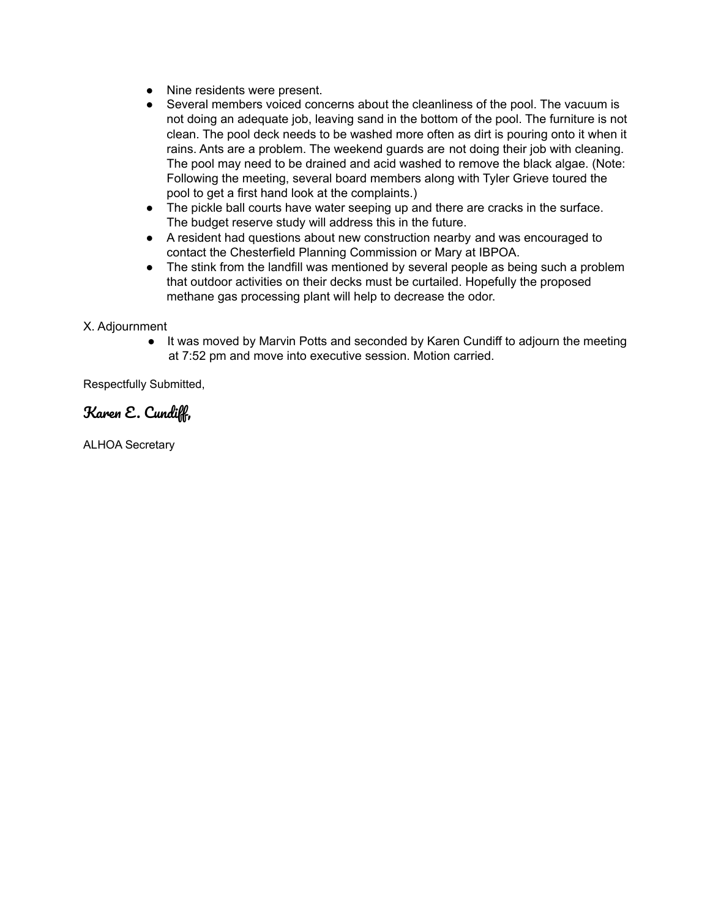- Nine residents were present.
- Several members voiced concerns about the cleanliness of the pool. The vacuum is not doing an adequate job, leaving sand in the bottom of the pool. The furniture is not clean. The pool deck needs to be washed more often as dirt is pouring onto it when it rains. Ants are a problem. The weekend guards are not doing their job with cleaning. The pool may need to be drained and acid washed to remove the black algae. (Note: Following the meeting, several board members along with Tyler Grieve toured the pool to get a first hand look at the complaints.)
- The pickle ball courts have water seeping up and there are cracks in the surface. The budget reserve study will address this in the future.
- A resident had questions about new construction nearby and was encouraged to contact the Chesterfield Planning Commission or Mary at IBPOA.
- The stink from the landfill was mentioned by several people as being such a problem that outdoor activities on their decks must be curtailed. Hopefully the proposed methane gas processing plant will help to decrease the odor.

X. Adjournment

- It was moved by Marvin Potts and seconded by Karen Cundiff to adjourn the meeting at 7:52 pm and move into executive session. Motion carried.

Respectfully Submitted,

*Karen E. Cundiff,*

ALHOA Secretary